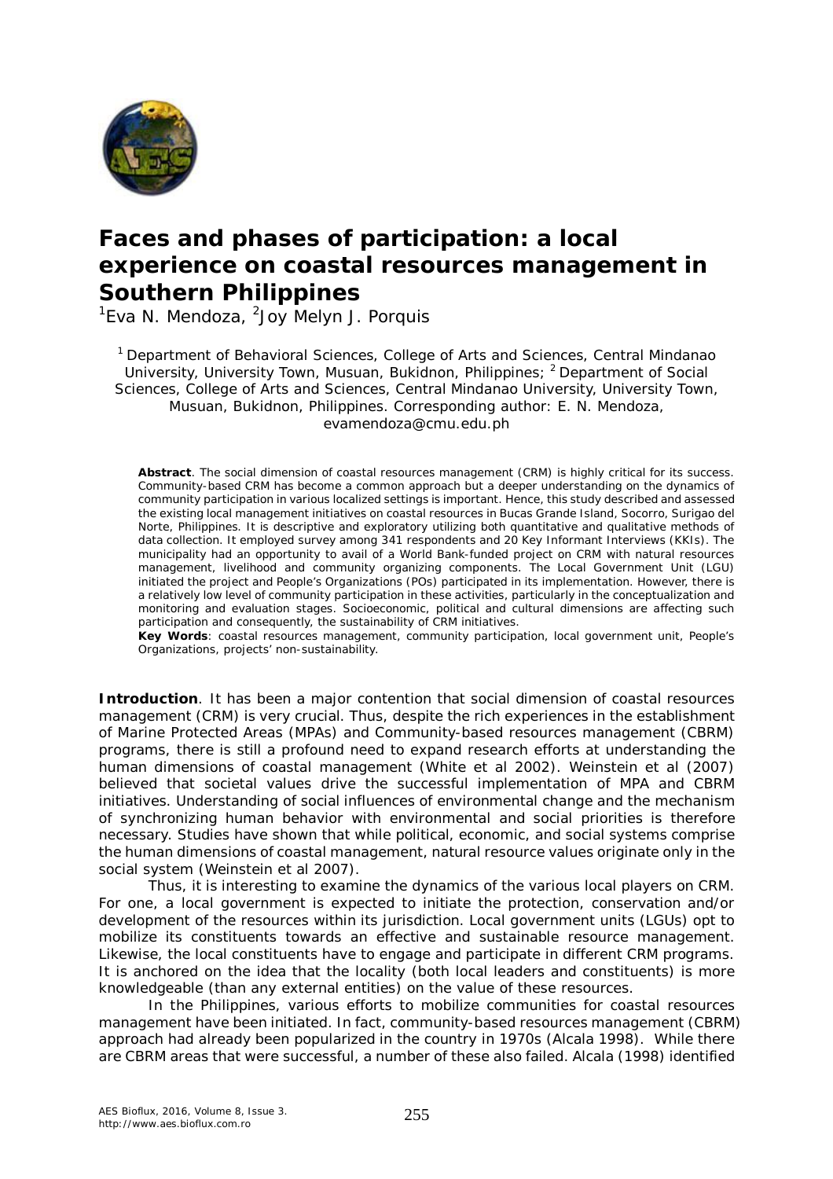# Faces and phases of participation: a local experience on coastal resources management in Southern Philippines

[1]Eva N. Mendoza, [2]Joy Melyn J. Porquis

[1] Department of Behavioral Sciences, College of Arts and Sciences, Central Mindanao University, University Town, Musuan, Bukidnon, Philippines; [2] Department of Social Sciences, College of Arts and Sciences, Central Mindanao University, University Town, Musuan, Bukidnon, Philippines. Corresponding author: E. N. Mendoza, evamendoza@cmu.edu.ph

**Abstract**. The social dimension of coastal resources management (CRM) is highly critical for its success. Community-based CRM has become a common approach but a deeper understanding on the dynamics of community participation in various localized settings is important. Hence, this study described and assessed the existing local management initiatives on coastal resources in Bucas Grande Island, Socorro, Surigao del Norte, Philippines. It is descriptive and exploratory utilizing both quantitative and qualitative methods of data collection. It employed survey among 341 respondents and 20 Key Informant Interviews (KKIs). The municipality had an opportunity to avail of a World Bank-funded project on CRM with natural resources management, livelihood and community organizing components. The Local Government Unit (LGU) initiated the project and People's Organizations (POs) participated in its implementation. However, there is a relatively low level of community participation in these activities, particularly in the conceptualization and monitoring and evaluation stages. Socioeconomic, political and cultural dimensions are affecting such participation and consequently, the sustainability of CRM initiatives.

**Key Words**: coastal resources management, community participation, local government unit, People's Organizations, projects' non-sustainability.

**Introduction**. It has been a major contention that social dimension of coastal resources management (CRM) is very crucial. Thus, despite the rich experiences in the establishment of Marine Protected Areas (MPAs) and Community-based resources management (CBRM) programs, there is still a profound need to expand research efforts at understanding the human dimensions of coastal management (White et al 2002). Weinstein et al (2007) believed that societal values drive the successful implementation of MPA and CBRM initiatives. Understanding of social influences of environmental change and the mechanism of synchronizing human behavior with environmental and social priorities is therefore necessary. Studies have shown that while political, economic, and social systems comprise the human dimensions of coastal management, natural resource values originate only in the social system (Weinstein et al 2007).

Thus, it is interesting to examine the dynamics of the various local players on CRM. For one, a local government is expected to initiate the protection, conservation and/or development of the resources within its jurisdiction. Local government units (LGUs) opt to mobilize its constituents towards an effective and sustainable resource management. Likewise, the local constituents have to engage and participate in different CRM programs. It is anchored on the idea that the locality (both local leaders and constituents) is more knowledgeable (than any external entities) on the value of these resources.

In the Philippines, various efforts to mobilize communities for coastal resources management have been initiated. In fact, community-based resources management (CBRM) approach had already been popularized in the country in 1970s (Alcala 1998). While there are CBRM areas that were successful, a number of these also failed. Alcala (1998) identified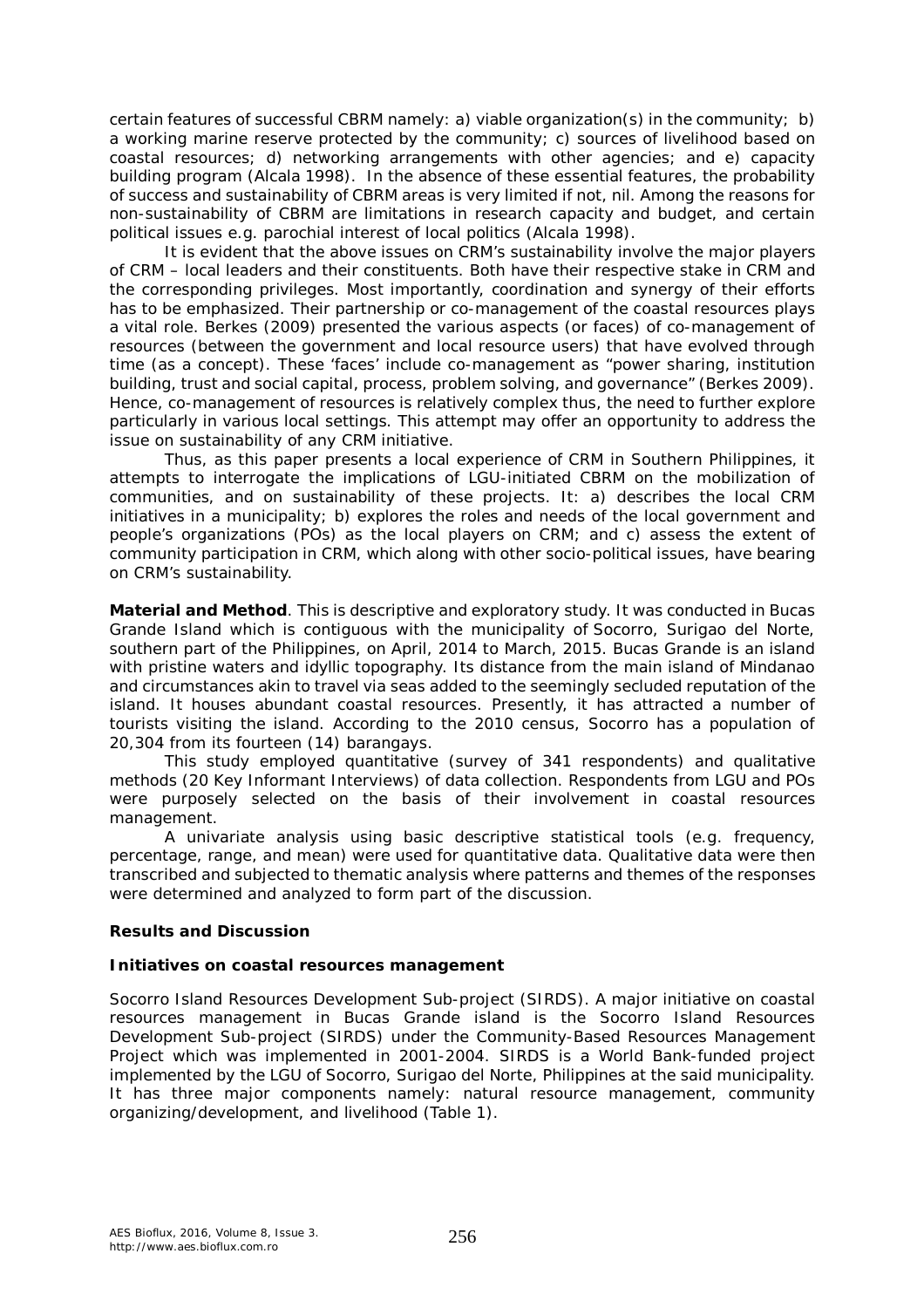certain features of successful CBRM namely: a) viable organization(s) in the community; b) a working marine reserve protected by the community; c) sources of livelihood based on coastal resources; d) networking arrangements with other agencies; and e) capacity building program (Alcala 1998). In the absence of these essential features, the probability of success and sustainability of CBRM areas is very limited if not, nil. Among the reasons for non-sustainability of CBRM are limitations in research capacity and budget, and certain political issues e.g. parochial interest of local politics (Alcala 1998).

It is evident that the above issues on CRM's sustainability involve the major players of CRM – local leaders and their constituents. Both have their respective stake in CRM and the corresponding privileges. Most importantly, coordination and synergy of their efforts has to be emphasized. Their partnership or co-management of the coastal resources plays a vital role. Berkes (2009) presented the various aspects (or faces) of co-management of resources (between the government and local resource users) that have evolved through time (as a concept). These 'faces' include co-management as "power sharing, institution building, trust and social capital, process, problem solving, and governance" (Berkes 2009). Hence, co-management of resources is relatively complex thus, the need to further explore particularly in various local settings. This attempt may offer an opportunity to address the issue on sustainability of any CRM initiative.

Thus, as this paper presents a local experience of CRM in Southern Philippines, it attempts to interrogate the implications of LGU-initiated CBRM on the mobilization of communities, and on sustainability of these projects. It: a) describes the local CRM initiatives in a municipality; b) explores the roles and needs of the local government and people's organizations (POs) as the local players on CRM; and c) assess the extent of community participation in CRM, which along with other socio-political issues, have bearing on CRM's sustainability.

**Material and Method**. This is descriptive and exploratory study. It was conducted in Bucas Grande Island which is contiguous with the municipality of Socorro, Surigao del Norte, southern part of the Philippines, on April, 2014 to March, 2015. Bucas Grande is an island with pristine waters and idyllic topography. Its distance from the main island of Mindanao and circumstances akin to travel via seas added to the seemingly secluded reputation of the island. It houses abundant coastal resources. Presently, it has attracted a number of tourists visiting the island. According to the 2010 census, Socorro has a population of 20,304 from its fourteen (14) barangays.

This study employed quantitative (survey of 341 respondents) and qualitative methods (20 Key Informant Interviews) of data collection. Respondents from LGU and POs were purposely selected on the basis of their involvement in coastal resources management.

A univariate analysis using basic descriptive statistical tools (e.g. frequency, percentage, range, and mean) were used for quantitative data. Qualitative data were then transcribed and subjected to thematic analysis where patterns and themes of the responses were determined and analyzed to form part of the discussion.

**Results and Discussion**

**Initiatives on coastal resources management**

*Socorro Island Resources Development Sub-project (SIRDS)*. A major initiative on coastal resources management in Bucas Grande island is the Socorro Island Resources Development Sub-project (SIRDS) under the Community-Based Resources Management Project which was implemented in 2001-2004. SIRDS is a World Bank-funded project implemented by the LGU of Socorro, Surigao del Norte, Philippines at the said municipality. It has three major components namely: natural resource management, community organizing/development, and livelihood (Table 1).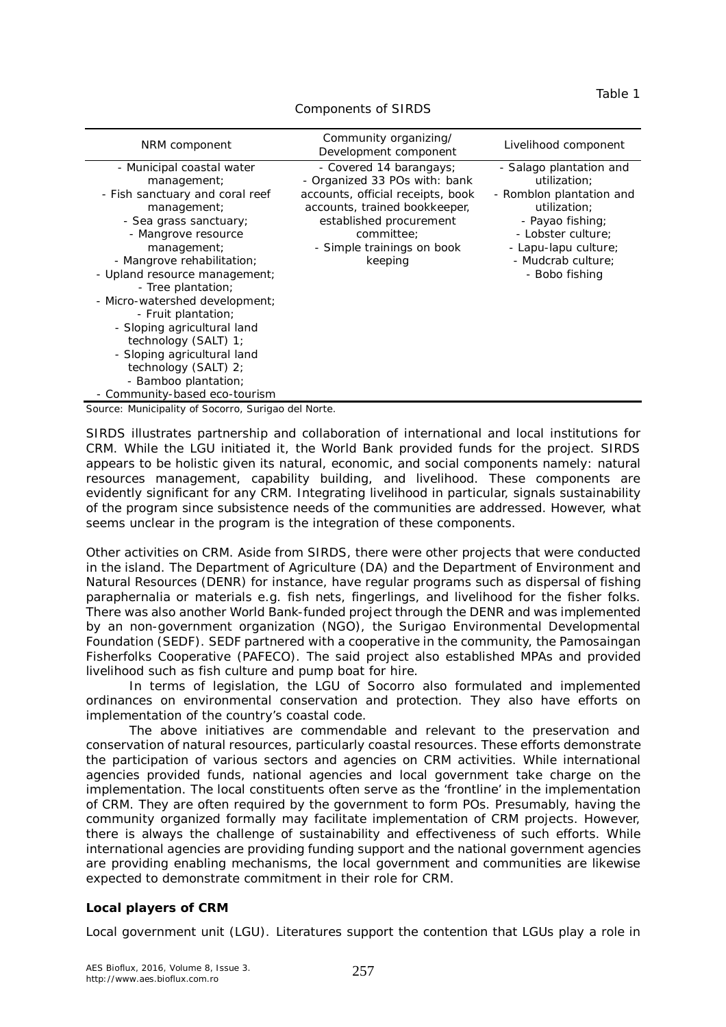Table 1

Components of SIRDS

| NRM component | Community organizing/ Development component | Livelihood component |
|---|---|---|
| - Municipal coastal water management;<br>- Fish sanctuary and coral reef management;<br>- Sea grass sanctuary;<br>- Mangrove resource management;<br>- Mangrove rehabilitation;<br>- Upland resource management;<br>- Tree plantation;<br>- Micro-watershed development;<br>- Fruit plantation;<br>- Sloping agricultural land technology (SALT) 1;<br>- Sloping agricultural land technology (SALT) 2;<br>- Bamboo plantation;<br>- Community-based eco-tourism | - Covered 14 barangays;<br>- Organized 33 POs with: bank accounts, official receipts, book accounts, trained bookkeeper, established procurement committee;<br>- Simple trainings on book keeping | - Salago plantation and utilization;<br>- Romblon plantation and utilization;<br>- Payao fishing;<br>- Lobster culture;<br>- Lapu-lapu culture;<br>- Mudcrab culture;<br>- Bobo fishing |

Source: Municipality of Socorro, Surigao del Norte.

SIRDS illustrates partnership and collaboration of international and local institutions for CRM. While the LGU initiated it, the World Bank provided funds for the project. SIRDS appears to be holistic given its natural, economic, and social components namely: natural resources management, capability building, and livelihood. These components are evidently significant for any CRM. Integrating livelihood in particular, signals sustainability of the program since subsistence needs of the communities are addressed. However, what seems unclear in the program is the integration of these components.

*Other activities on CRM.* Aside from SIRDS, there were other projects that were conducted in the island. The Department of Agriculture (DA) and the Department of Environment and Natural Resources (DENR) for instance, have regular programs such as dispersal of fishing paraphernalia or materials e.g. fish nets, fingerlings, and livelihood for the fisher folks. There was also another World Bank-funded project through the DENR and was implemented by an non-government organization (NGO), the Surigao Environmental Developmental Foundation (SEDF). SEDF partnered with a cooperative in the community, the Pamosaingan Fisherfolks Cooperative (PAFECO). The said project also established MPAs and provided livelihood such as fish culture and pump boat for hire.

In terms of legislation, the LGU of Socorro also formulated and implemented ordinances on environmental conservation and protection. They also have efforts on implementation of the country's coastal code.

The above initiatives are commendable and relevant to the preservation and conservation of natural resources, particularly coastal resources. These efforts demonstrate the participation of various sectors and agencies on CRM activities. While international agencies provided funds, national agencies and local government take charge on the implementation. The local constituents often serve as the 'frontline' in the implementation of CRM. They are often required by the government to form POs. Presumably, having the community organized formally may facilitate implementation of CRM projects. However, there is always the challenge of sustainability and effectiveness of such efforts. While international agencies are providing funding support and the national government agencies are providing enabling mechanisms, the local government and communities are likewise expected to demonstrate commitment in their role for CRM.

**Local players of CRM**

*Local government unit (LGU).* Literatures support the contention that LGUs play a role in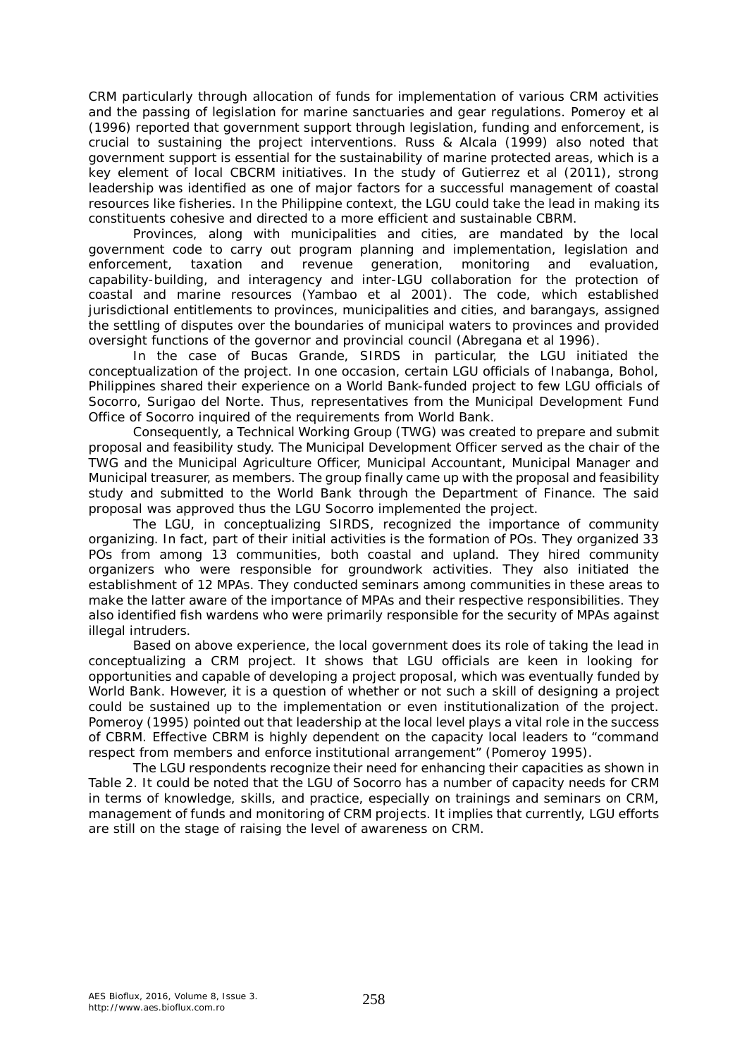CRM particularly through allocation of funds for implementation of various CRM activities and the passing of legislation for marine sanctuaries and gear regulations. Pomeroy et al (1996) reported that government support through legislation, funding and enforcement, is crucial to sustaining the project interventions. Russ & Alcala (1999) also noted that government support is essential for the sustainability of marine protected areas, which is a key element of local CBCRM initiatives. In the study of Gutierrez et al (2011), strong leadership was identified as one of major factors for a successful management of coastal resources like fisheries. In the Philippine context, the LGU could take the lead in making its constituents cohesive and directed to a more efficient and sustainable CBRM.

Provinces, along with municipalities and cities, are mandated by the local government code to carry out program planning and implementation, legislation and enforcement, taxation and revenue generation, monitoring and evaluation, capability-building, and interagency and inter-LGU collaboration for the protection of coastal and marine resources (Yambao et al 2001). The code, which established jurisdictional entitlements to provinces, municipalities and cities, and barangays, assigned the settling of disputes over the boundaries of municipal waters to provinces and provided oversight functions of the governor and provincial council (Abregana et al 1996).

In the case of Bucas Grande, SIRDS in particular, the LGU initiated the conceptualization of the project. In one occasion, certain LGU officials of Inabanga, Bohol, Philippines shared their experience on a World Bank-funded project to few LGU officials of Socorro, Surigao del Norte. Thus, representatives from the Municipal Development Fund Office of Socorro inquired of the requirements from World Bank.

Consequently, a Technical Working Group (TWG) was created to prepare and submit proposal and feasibility study. The Municipal Development Officer served as the chair of the TWG and the Municipal Agriculture Officer, Municipal Accountant, Municipal Manager and Municipal treasurer, as members. The group finally came up with the proposal and feasibility study and submitted to the World Bank through the Department of Finance. The said proposal was approved thus the LGU Socorro implemented the project.

The LGU, in conceptualizing SIRDS, recognized the importance of community organizing. In fact, part of their initial activities is the formation of POs. They organized 33 POs from among 13 communities, both coastal and upland. They hired community organizers who were responsible for groundwork activities. They also initiated the establishment of 12 MPAs. They conducted seminars among communities in these areas to make the latter aware of the importance of MPAs and their respective responsibilities. They also identified fish wardens who were primarily responsible for the security of MPAs against illegal intruders.

Based on above experience, the local government does its role of taking the lead in conceptualizing a CRM project. It shows that LGU officials are keen in looking for opportunities and capable of developing a project proposal, which was eventually funded by World Bank. However, it is a question of whether or not such a skill of designing a project could be sustained up to the implementation or even institutionalization of the project. Pomeroy (1995) pointed out that leadership at the local level plays a vital role in the success of CBRM. Effective CBRM is highly dependent on the capacity local leaders to "command respect from members and enforce institutional arrangement" (Pomeroy 1995).

The LGU respondents recognize their need for enhancing their capacities as shown in Table 2. It could be noted that the LGU of Socorro has a number of capacity needs for CRM in terms of knowledge, skills, and practice, especially on trainings and seminars on CRM, management of funds and monitoring of CRM projects. It implies that currently, LGU efforts are still on the stage of raising the level of awareness on CRM.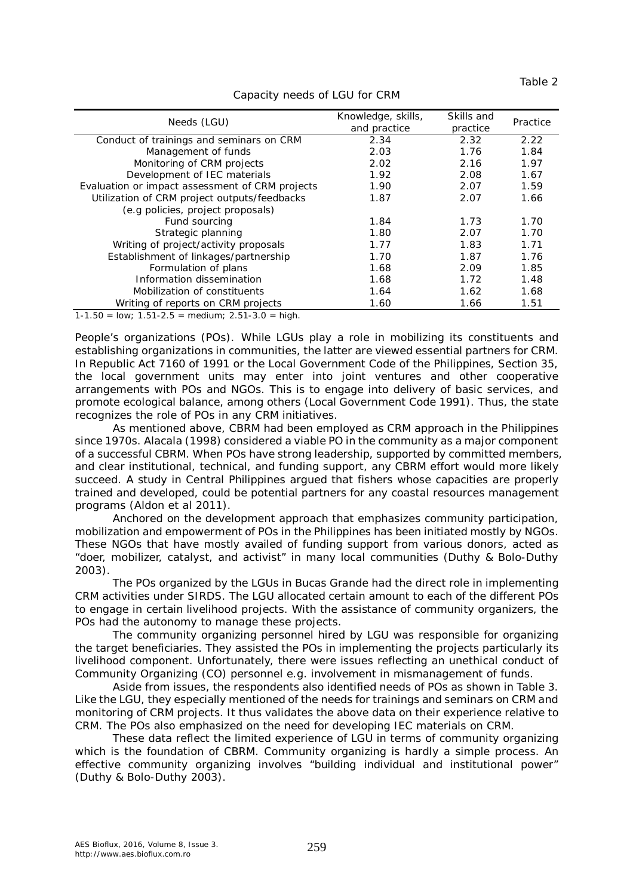Table 2

Capacity needs of LGU for CRM

| Needs (LGU) | Knowledge, skills, and practice | Skills and practice | Practice |
|---|---|---|---|
| Conduct of trainings and seminars on CRM | 2.34 | 2.32 | 2.22 |
| Management of funds | 2.03 | 1.76 | 1.84 |
| Monitoring of CRM projects | 2.02 | 2.16 | 1.97 |
| Development of IEC materials | 1.92 | 2.08 | 1.67 |
| Evaluation or impact assessment of CRM projects | 1.90 | 2.07 | 1.59 |
| Utilization of CRM project outputs/feedbacks (e.g policies, project proposals) | 1.87 | 2.07 | 1.66 |
| Fund sourcing | 1.84 | 1.73 | 1.70 |
| Strategic planning | 1.80 | 2.07 | 1.70 |
| Writing of project/activity proposals | 1.77 | 1.83 | 1.71 |
| Establishment of linkages/partnership | 1.70 | 1.87 | 1.76 |
| Formulation of plans | 1.68 | 2.09 | 1.85 |
| Information dissemination | 1.68 | 1.72 | 1.48 |
| Mobilization of constituents | 1.64 | 1.62 | 1.68 |
| Writing of reports on CRM projects | 1.60 | 1.66 | 1.51 |

1-1.50 = low; 1.51-2.5 = medium; 2.51-3.0 = high.

*People's organizations (POs)*. While LGUs play a role in mobilizing its constituents and establishing organizations in communities, the latter are viewed essential partners for CRM. In Republic Act 7160 of 1991 or the Local Government Code of the Philippines, Section 35, the local government units may enter into joint ventures and other cooperative arrangements with POs and NGOs. This is to engage into delivery of basic services, and promote ecological balance, among others (Local Government Code 1991). Thus, the state recognizes the role of POs in any CRM initiatives.

As mentioned above, CBRM had been employed as CRM approach in the Philippines since 1970s. Alacala (1998) considered a viable PO in the community as a major component of a successful CBRM. When POs have strong leadership, supported by committed members, and clear institutional, technical, and funding support, any CBRM effort would more likely succeed. A study in Central Philippines argued that fishers whose capacities are properly trained and developed, could be potential partners for any coastal resources management programs (Aldon et al 2011).

Anchored on the development approach that emphasizes community participation, mobilization and empowerment of POs in the Philippines has been initiated mostly by NGOs. These NGOs that have mostly availed of funding support from various donors, acted as "doer, mobilizer, catalyst, and activist" in many local communities (Duthy & Bolo-Duthy 2003).

The POs organized by the LGUs in Bucas Grande had the direct role in implementing CRM activities under SIRDS. The LGU allocated certain amount to each of the different POs to engage in certain livelihood projects. With the assistance of community organizers, the POs had the autonomy to manage these projects.

The community organizing personnel hired by LGU was responsible for organizing the target beneficiaries. They assisted the POs in implementing the projects particularly its livelihood component. Unfortunately, there were issues reflecting an unethical conduct of Community Organizing (CO) personnel e.g. involvement in mismanagement of funds.

Aside from issues, the respondents also identified needs of POs as shown in Table 3. Like the LGU, they especially mentioned of the needs for trainings and seminars on CRM and monitoring of CRM projects. It thus validates the above data on their experience relative to CRM. The POs also emphasized on the need for developing IEC materials on CRM.

These data reflect the limited experience of LGU in terms of community organizing which is the foundation of CBRM. Community organizing is hardly a simple process. An effective community organizing involves "building individual and institutional power" (Duthy & Bolo-Duthy 2003).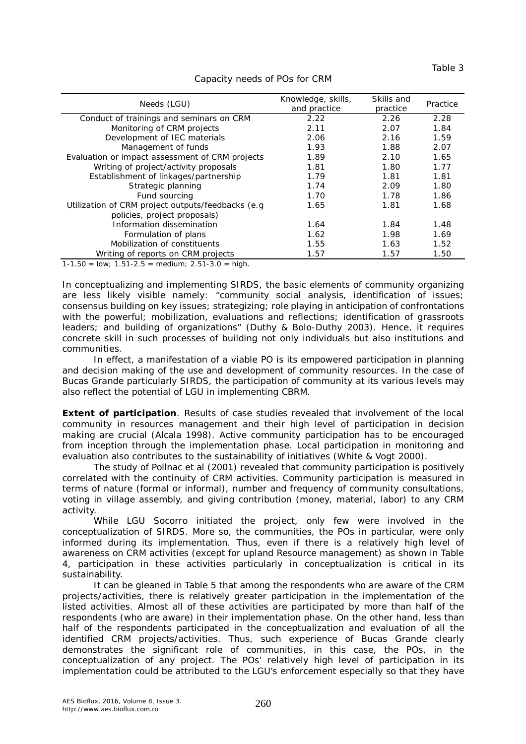Table 3

Capacity needs of POs for CRM

| Needs (LGU) | Knowledge, skills, and practice | Skills and practice | Practice |
|---|---|---|---|
| Conduct of trainings and seminars on CRM | 2.22 | 2.26 | 2.28 |
| Monitoring of CRM projects | 2.11 | 2.07 | 1.84 |
| Development of IEC materials | 2.06 | 2.16 | 1.59 |
| Management of funds | 1.93 | 1.88 | 2.07 |
| Evaluation or impact assessment of CRM projects | 1.89 | 2.10 | 1.65 |
| Writing of project/activity proposals | 1.81 | 1.80 | 1.77 |
| Establishment of linkages/partnership | 1.79 | 1.81 | 1.81 |
| Strategic planning | 1.74 | 2.09 | 1.80 |
| Fund sourcing | 1.70 | 1.78 | 1.86 |
| Utilization of CRM project outputs/feedbacks (e.g policies, project proposals) | 1.65 | 1.81 | 1.68 |
| Information dissemination | 1.64 | 1.84 | 1.48 |
| Formulation of plans | 1.62 | 1.98 | 1.69 |
| Mobilization of constituents | 1.55 | 1.63 | 1.52 |
| Writing of reports on CRM projects | 1.57 | 1.57 | 1.50 |

1-1.50 = low; 1.51-2.5 = medium; 2.51-3.0 = high.

In conceptualizing and implementing SIRDS, the basic elements of community organizing are less likely visible namely: "community social analysis, identification of issues; consensus building on key issues; strategizing; role playing in anticipation of confrontations with the powerful; mobilization, evaluations and reflections; identification of grassroots leaders; and building of organizations" (Duthy & Bolo-Duthy 2003). Hence, it requires concrete skill in such processes of building not only individuals but also institutions and communities.

In effect, a manifestation of a viable PO is its empowered participation in planning and decision making of the use and development of community resources. In the case of Bucas Grande particularly SIRDS, the participation of community at its various levels may also reflect the potential of LGU in implementing CBRM.

**Extent of participation**. Results of case studies revealed that involvement of the local community in resources management and their high level of participation in decision making are crucial (Alcala 1998). Active community participation has to be encouraged from inception through the implementation phase. Local participation in monitoring and evaluation also contributes to the sustainability of initiatives (White & Vogt 2000).

The study of Pollnac et al (2001) revealed that community participation is positively correlated with the continuity of CRM activities. Community participation is measured in terms of nature (formal or informal), number and frequency of community consultations, voting in village assembly, and giving contribution (money, material, labor) to any CRM activity.

While LGU Socorro initiated the project, only few were involved in the conceptualization of SIRDS. More so, the communities, the POs in particular, were only informed during its implementation. Thus, even if there is a relatively high level of awareness on CRM activities (except for upland Resource management) as shown in Table 4, participation in these activities particularly in conceptualization is critical in its sustainability.

It can be gleaned in Table 5 that among the respondents who are aware of the CRM projects/activities, there is relatively greater participation in the implementation of the listed activities. Almost all of these activities are participated by more than half of the respondents (who are aware) in their implementation phase. On the other hand, less than half of the respondents participated in the conceptualization and evaluation of all the identified CRM projects/activities. Thus, such experience of Bucas Grande clearly demonstrates the significant role of communities, in this case, the POs, in the conceptualization of any project. The POs' relatively high level of participation in its implementation could be attributed to the LGU's enforcement especially so that they have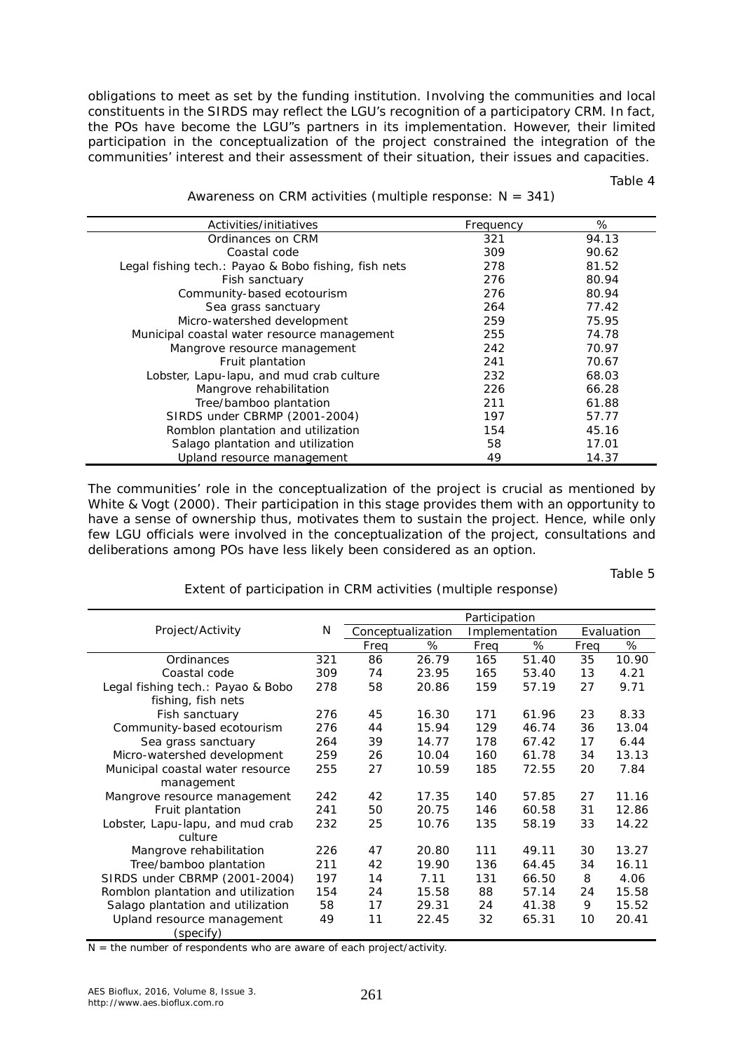obligations to meet as set by the funding institution. Involving the communities and local constituents in the SIRDS may reflect the LGU's recognition of a participatory CRM. In fact, the POs have become the LGU"s partners in its implementation. However, their limited participation in the conceptualization of the project constrained the integration of the communities' interest and their assessment of their situation, their issues and capacities.

Table 4

Awareness on CRM activities (multiple response: N = 341)

| Activities/initiatives | Frequency | % |
|---|---|---|
| Ordinances on CRM | 321 | 94.13 |
| Coastal code | 309 | 90.62 |
| Legal fishing tech.: Payao & Bobo fishing, fish nets | 278 | 81.52 |
| Fish sanctuary | 276 | 80.94 |
| Community-based ecotourism | 276 | 80.94 |
| Sea grass sanctuary | 264 | 77.42 |
| Micro-watershed development | 259 | 75.95 |
| Municipal coastal water resource management | 255 | 74.78 |
| Mangrove resource management | 242 | 70.97 |
| Fruit plantation | 241 | 70.67 |
| Lobster, Lapu-lapu, and mud crab culture | 232 | 68.03 |
| Mangrove rehabilitation | 226 | 66.28 |
| Tree/bamboo plantation | 211 | 61.88 |
| SIRDS under CBRMP (2001-2004) | 197 | 57.77 |
| Romblon plantation and utilization | 154 | 45.16 |
| Salago plantation and utilization | 58 | 17.01 |
| Upland resource management | 49 | 14.37 |

The communities' role in the conceptualization of the project is crucial as mentioned by White & Vogt (2000). Their participation in this stage provides them with an opportunity to have a sense of ownership thus, motivates them to sustain the project. Hence, while only few LGU officials were involved in the conceptualization of the project, consultations and deliberations among POs have less likely been considered as an option.

Table 5

Extent of participation in CRM activities (multiple response)

| Project/Activity | N | Participation | | | | | |
|---|---|---|---|---|---|---|---|
| | | Conceptualization | | Implementation | | Evaluation | |
| | | Freq | % | Freq | % | Freq | % |
| Ordinances | 321 | 86 | 26.79 | 165 | 51.40 | 35 | 10.90 |
| Coastal code | 309 | 74 | 23.95 | 165 | 53.40 | 13 | 4.21 |
| Legal fishing tech.: Payao & Bobo fishing, fish nets | 278 | 58 | 20.86 | 159 | 57.19 | 27 | 9.71 |
| Fish sanctuary | 276 | 45 | 16.30 | 171 | 61.96 | 23 | 8.33 |
| Community-based ecotourism | 276 | 44 | 15.94 | 129 | 46.74 | 36 | 13.04 |
| Sea grass sanctuary | 264 | 39 | 14.77 | 178 | 67.42 | 17 | 6.44 |
| Micro-watershed development | 259 | 26 | 10.04 | 160 | 61.78 | 34 | 13.13 |
| Municipal coastal water resource management | 255 | 27 | 10.59 | 185 | 72.55 | 20 | 7.84 |
| Mangrove resource management | 242 | 42 | 17.35 | 140 | 57.85 | 27 | 11.16 |
| Fruit plantation | 241 | 50 | 20.75 | 146 | 60.58 | 31 | 12.86 |
| Lobster, Lapu-lapu, and mud crab culture | 232 | 25 | 10.76 | 135 | 58.19 | 33 | 14.22 |
| Mangrove rehabilitation | 226 | 47 | 20.80 | 111 | 49.11 | 30 | 13.27 |
| Tree/bamboo plantation | 211 | 42 | 19.90 | 136 | 64.45 | 34 | 16.11 |
| SIRDS under CBRMP (2001-2004) | 197 | 14 | 7.11 | 131 | 66.50 | 8 | 4.06 |
| Romblon plantation and utilization | 154 | 24 | 15.58 | 88 | 57.14 | 24 | 15.58 |
| Salago plantation and utilization | 58 | 17 | 29.31 | 24 | 41.38 | 9 | 15.52 |
| Upland resource management (specify) | 49 | 11 | 22.45 | 32 | 65.31 | 10 | 20.41 |

N = the number of respondents who are aware of each project/activity.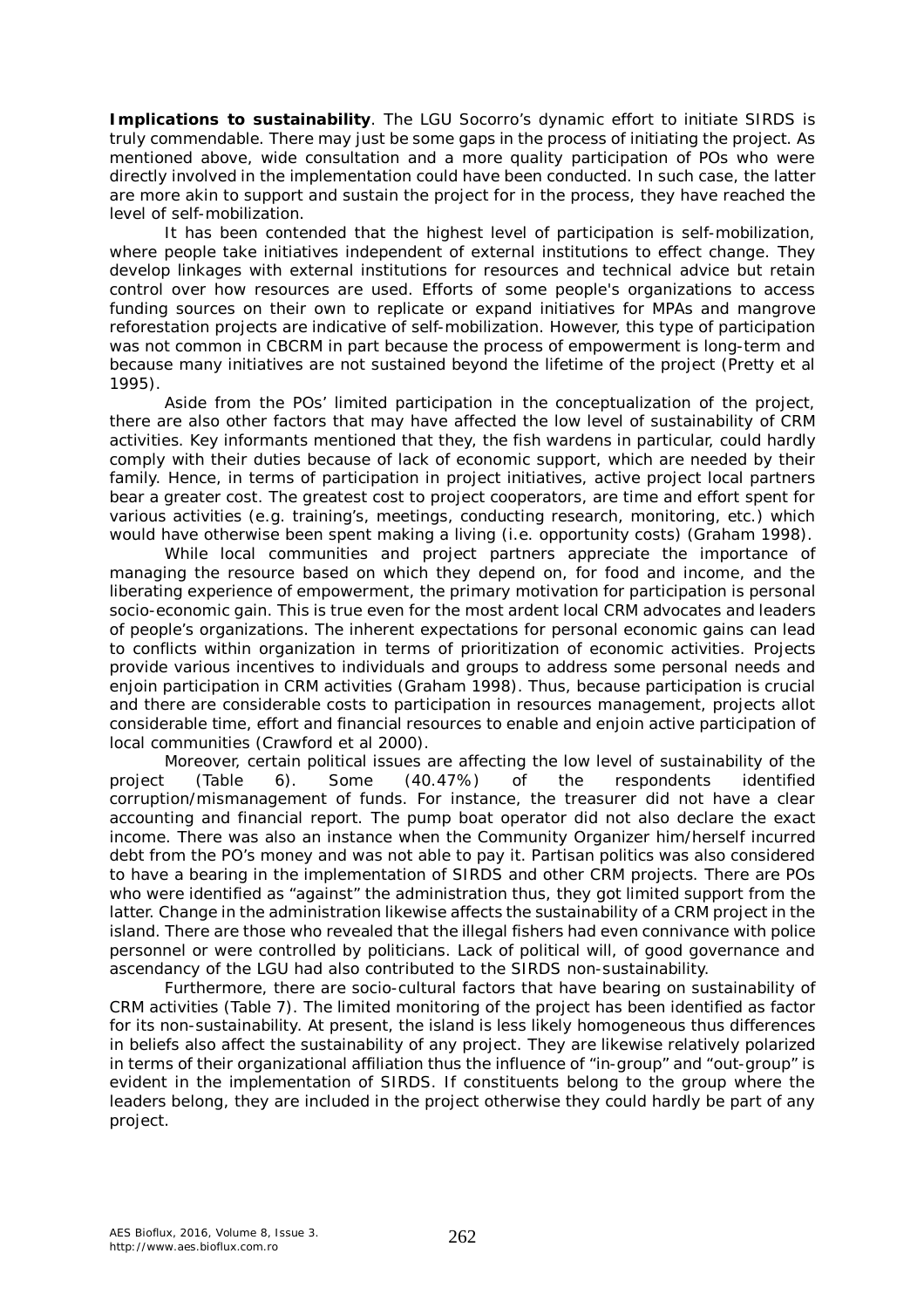**Implications to sustainability**. The LGU Socorro's dynamic effort to initiate SIRDS is truly commendable. There may just be some gaps in the process of initiating the project. As mentioned above, wide consultation and a more quality participation of POs who were directly involved in the implementation could have been conducted. In such case, the latter are more akin to support and sustain the project for in the process, they have reached the level of self-mobilization.

It has been contended that the highest level of participation is self-mobilization, where people take initiatives independent of external institutions to effect change. They develop linkages with external institutions for resources and technical advice but retain control over how resources are used. Efforts of some people's organizations to access funding sources on their own to replicate or expand initiatives for MPAs and mangrove reforestation projects are indicative of self-mobilization. However, this type of participation was not common in CBCRM in part because the process of empowerment is long-term and because many initiatives are not sustained beyond the lifetime of the project (Pretty et al 1995).

Aside from the POs' limited participation in the conceptualization of the project, there are also other factors that may have affected the low level of sustainability of CRM activities. Key informants mentioned that they, the fish wardens in particular, could hardly comply with their duties because of lack of economic support, which are needed by their family. Hence, in terms of participation in project initiatives, active project local partners bear a greater cost. The greatest cost to project cooperators, are time and effort spent for various activities (e.g. training's, meetings, conducting research, monitoring, etc.) which would have otherwise been spent making a living (i.e. opportunity costs) (Graham 1998).

While local communities and project partners appreciate the importance of managing the resource based on which they depend on, for food and income, and the liberating experience of empowerment, the primary motivation for participation is personal socio-economic gain. This is true even for the most ardent local CRM advocates and leaders of people's organizations. The inherent expectations for personal economic gains can lead to conflicts within organization in terms of prioritization of economic activities. Projects provide various incentives to individuals and groups to address some personal needs and enjoin participation in CRM activities (Graham 1998). Thus, because participation is crucial and there are considerable costs to participation in resources management, projects allot considerable time, effort and financial resources to enable and enjoin active participation of local communities (Crawford et al 2000).

Moreover, certain political issues are affecting the low level of sustainability of the project (Table 6). Some (40.47%) of the respondents identified corruption/mismanagement of funds. For instance, the treasurer did not have a clear accounting and financial report. The pump boat operator did not also declare the exact income. There was also an instance when the Community Organizer him/herself incurred debt from the PO's money and was not able to pay it. Partisan politics was also considered to have a bearing in the implementation of SIRDS and other CRM projects. There are POs who were identified as "against" the administration thus, they got limited support from the latter. Change in the administration likewise affects the sustainability of a CRM project in the island. There are those who revealed that the illegal fishers had even connivance with police personnel or were controlled by politicians. Lack of political will, of good governance and ascendancy of the LGU had also contributed to the SIRDS non-sustainability.

Furthermore, there are socio-cultural factors that have bearing on sustainability of CRM activities (Table 7). The limited monitoring of the project has been identified as factor for its non-sustainability. At present, the island is less likely homogeneous thus differences in beliefs also affect the sustainability of any project. They are likewise relatively polarized in terms of their organizational affiliation thus the influence of "in-group" and "out-group" is evident in the implementation of SIRDS. If constituents belong to the group where the leaders belong, they are included in the project otherwise they could hardly be part of any project.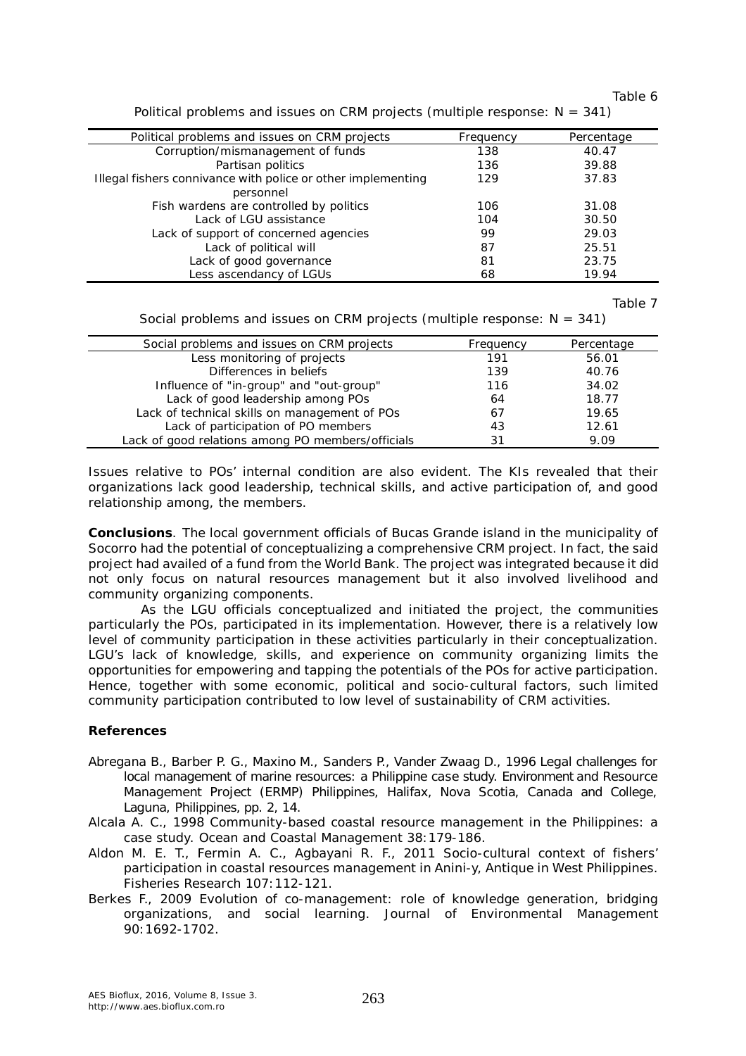Table 6

Political problems and issues on CRM projects (multiple response: N = 341)

| Political problems and issues on CRM projects | Frequency | Percentage |
|---|---|---|
| Corruption/mismanagement of funds | 138 | 40.47 |
| Partisan politics | 136 | 39.88 |
| Illegal fishers connivance with police or other implementing personnel | 129 | 37.83 |
| Fish wardens are controlled by politics | 106 | 31.08 |
| Lack of LGU assistance | 104 | 30.50 |
| Lack of support of concerned agencies | 99 | 29.03 |
| Lack of political will | 87 | 25.51 |
| Lack of good governance | 81 | 23.75 |
| Less ascendancy of LGUs | 68 | 19.94 |

Table 7

Social problems and issues on CRM projects (multiple response: N = 341)

| Social problems and issues on CRM projects | Frequency | Percentage |
|---|---|---|
| Less monitoring of projects | 191 | 56.01 |
| Differences in beliefs | 139 | 40.76 |
| Influence of "in-group" and "out-group" | 116 | 34.02 |
| Lack of good leadership among POs | 64 | 18.77 |
| Lack of technical skills on management of POs | 67 | 19.65 |
| Lack of participation of PO members | 43 | 12.61 |
| Lack of good relations among PO members/officials | 31 | 9.09 |

Issues relative to POs' internal condition are also evident. The KIs revealed that their organizations lack good leadership, technical skills, and active participation of, and good relationship among, the members.

**Conclusions**. The local government officials of Bucas Grande island in the municipality of Socorro had the potential of conceptualizing a comprehensive CRM project. In fact, the said project had availed of a fund from the World Bank. The project was integrated because it did not only focus on natural resources management but it also involved livelihood and community organizing components.

As the LGU officials conceptualized and initiated the project, the communities particularly the POs, participated in its implementation. However, there is a relatively low level of community participation in these activities particularly in their conceptualization. LGU's lack of knowledge, skills, and experience on community organizing limits the opportunities for empowering and tapping the potentials of the POs for active participation. Hence, together with some economic, political and socio-cultural factors, such limited community participation contributed to low level of sustainability of CRM activities.

## References

Abregana B., Barber P. G., Maxino M., Sanders P., Vander Zwaag D., 1996 Legal challenges for local management of marine resources: a Philippine case study. Environment and Resource Management Project (ERMP) Philippines, Halifax, Nova Scotia, Canada and College, Laguna, Philippines, pp. 2, 14.

Alcala A. C., 1998 Community-based coastal resource management in the Philippines: a case study. Ocean and Coastal Management 38:179-186.

Aldon M. E. T., Fermin A. C., Agbayani R. F., 2011 Socio-cultural context of fishers' participation in coastal resources management in Anini-y, Antique in West Philippines. Fisheries Research 107:112-121.

Berkes F., 2009 Evolution of co-management: role of knowledge generation, bridging organizations, and social learning. Journal of Environmental Management 90:1692-1702.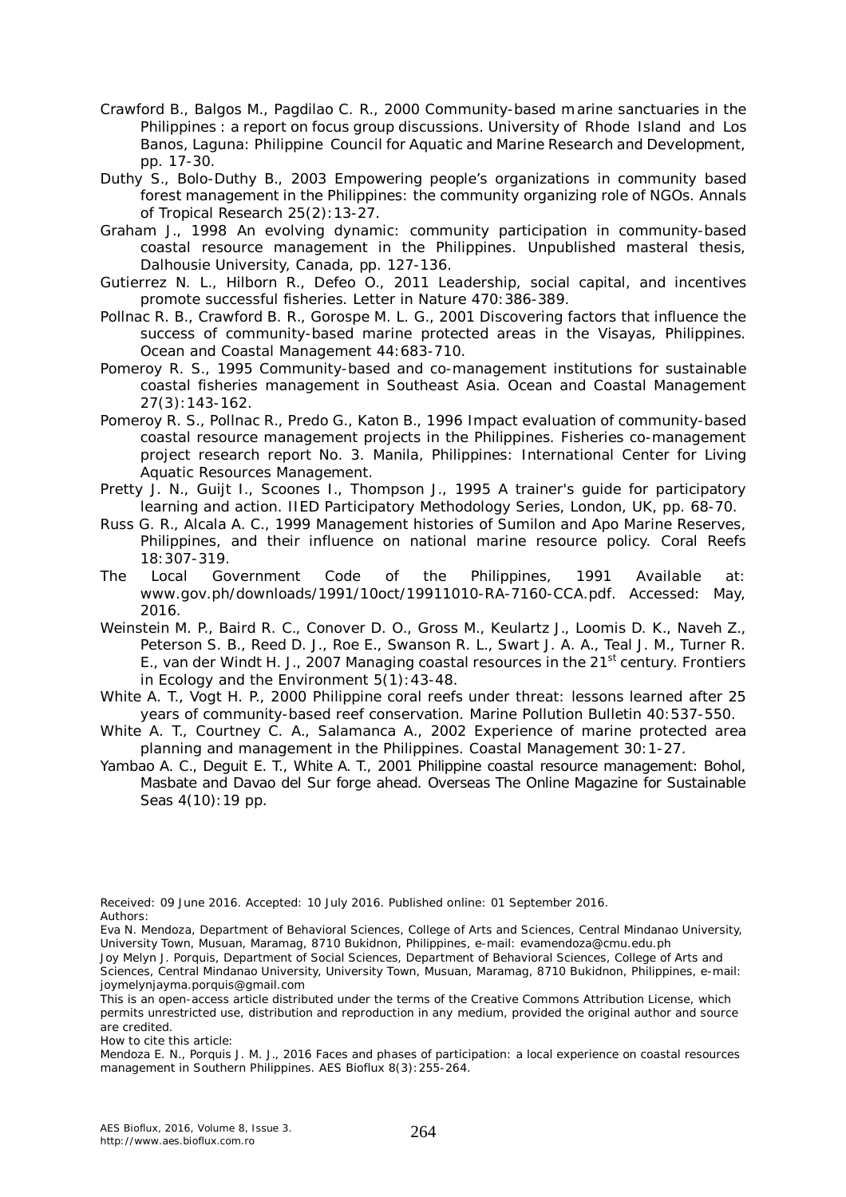Crawford B., Balgos M., Pagdilao C. R., 2000 Community-based marine sanctuaries in the Philippines : a report on focus group discussions. University of Rhode Island and Los Banos, Laguna: Philippine Council for Aquatic and Marine Research and Development, pp. 17-30.

Duthy S., Bolo-Duthy B., 2003 Empowering people's organizations in community based forest management in the Philippines: the community organizing role of NGOs. Annals of Tropical Research 25(2):13-27.

Graham J., 1998 An evolving dynamic: community participation in community-based coastal resource management in the Philippines. Unpublished masteral thesis, Dalhousie University, Canada, pp. 127-136.

Gutierrez N. L., Hilborn R., Defeo O., 2011 Leadership, social capital, and incentives promote successful fisheries. Letter in Nature 470:386-389.

Pollnac R. B., Crawford B. R., Gorospe M. L. G., 2001 Discovering factors that influence the success of community-based marine protected areas in the Visayas, Philippines. Ocean and Coastal Management 44:683-710.

Pomeroy R. S., 1995 Community-based and co-management institutions for sustainable coastal fisheries management in Southeast Asia. Ocean and Coastal Management 27(3):143-162.

Pomeroy R. S., Pollnac R., Predo G., Katon B., 1996 Impact evaluation of community-based coastal resource management projects in the Philippines. Fisheries co-management project research report No. 3. Manila, Philippines: International Center for Living Aquatic Resources Management.

Pretty J. N., Guijt I., Scoones I., Thompson J., 1995 A trainer's guide for participatory learning and action. IIED Participatory Methodology Series, London, UK, pp. 68-70.

Russ G. R., Alcala A. C., 1999 Management histories of Sumilon and Apo Marine Reserves, Philippines, and their influence on national marine resource policy. Coral Reefs 18:307-319.

The Local Government Code of the Philippines, 1991 Available at: www.gov.ph/downloads/1991/10oct/19911010-RA-7160-CCA.pdf. Accessed: May, 2016.

Weinstein M. P., Baird R. C., Conover D. O., Gross M., Keulartz J., Loomis D. K., Naveh Z., Peterson S. B., Reed D. J., Roe E., Swanson R. L., Swart J. A. A., Teal J. M., Turner R. E., van der Windt H. J., 2007 Managing coastal resources in the 21st century. Frontiers in Ecology and the Environment 5(1):43-48.

White A. T., Vogt H. P., 2000 Philippine coral reefs under threat: lessons learned after 25 years of community-based reef conservation. Marine Pollution Bulletin 40:537-550.

White A. T., Courtney C. A., Salamanca A., 2002 Experience of marine protected area planning and management in the Philippines. Coastal Management 30:1-27.

Yambao A. C., Deguit E. T., White A. T., 2001 Philippine coastal resource management: Bohol, Masbate and Davao del Sur forge ahead. Overseas The Online Magazine for Sustainable Seas 4(10):19 pp.

Received: 09 June 2016. Accepted: 10 July 2016. Published online: 01 September 2016.

Authors:

Eva N. Mendoza, Department of Behavioral Sciences, College of Arts and Sciences, Central Mindanao University, University Town, Musuan, Maramag, 8710 Bukidnon, Philippines, e-mail: evamendoza@cmu.edu.ph

Joy Melyn J. Porquis, Department of Social Sciences, Department of Behavioral Sciences, College of Arts and Sciences, Central Mindanao University, University Town, Musuan, Maramag, 8710 Bukidnon, Philippines, e-mail: joymelynjayma.porquis@gmail.com

This is an open-access article distributed under the terms of the Creative Commons Attribution License, which permits unrestricted use, distribution and reproduction in any medium, provided the original author and source are credited.

How to cite this article:

Mendoza E. N., Porquis J. M. J., 2016 Faces and phases of participation: a local experience on coastal resources management in Southern Philippines. AES Bioflux 8(3):255-264.